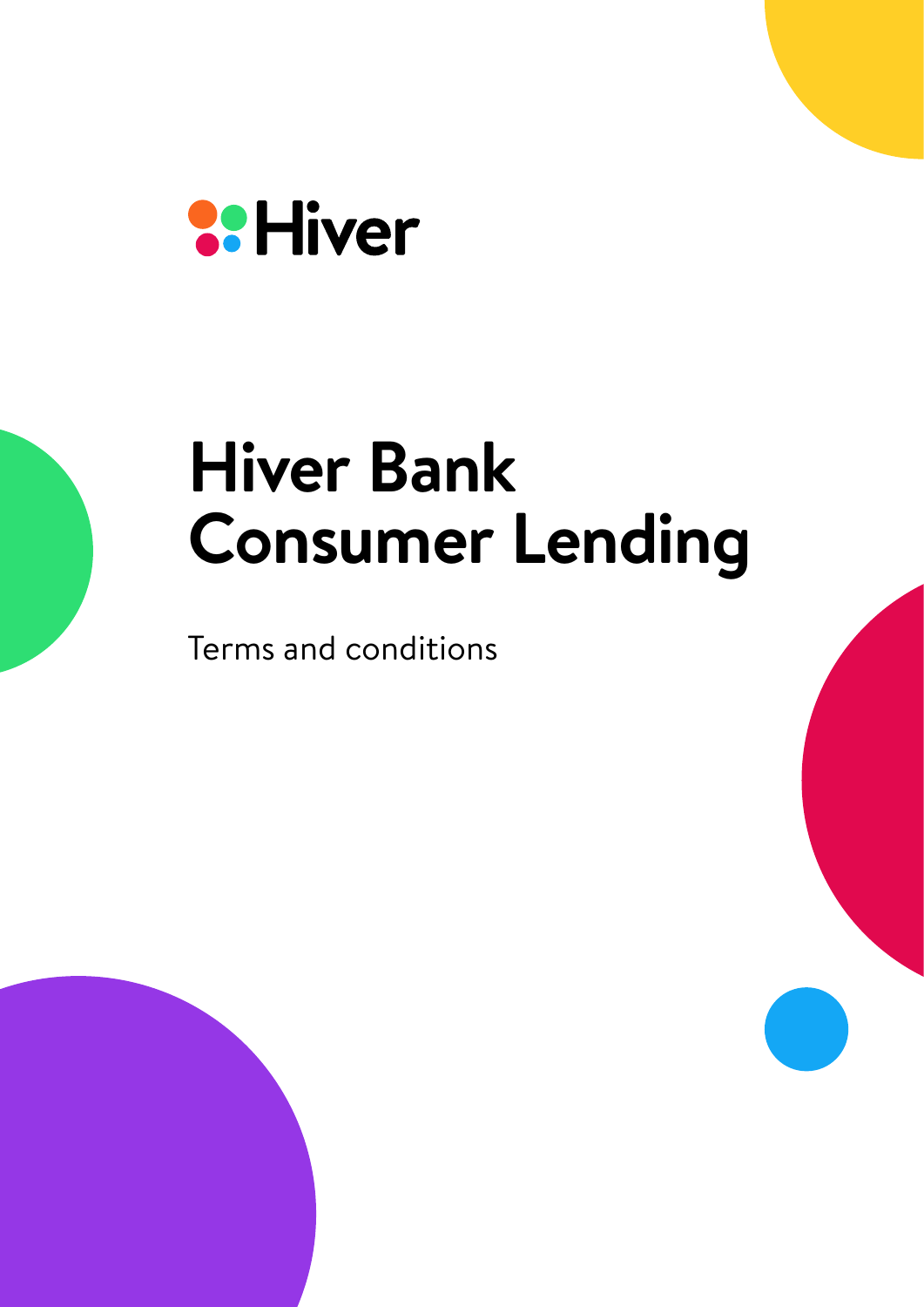Hiver

# Hiver Bank Consumer Lending

Terms and conditions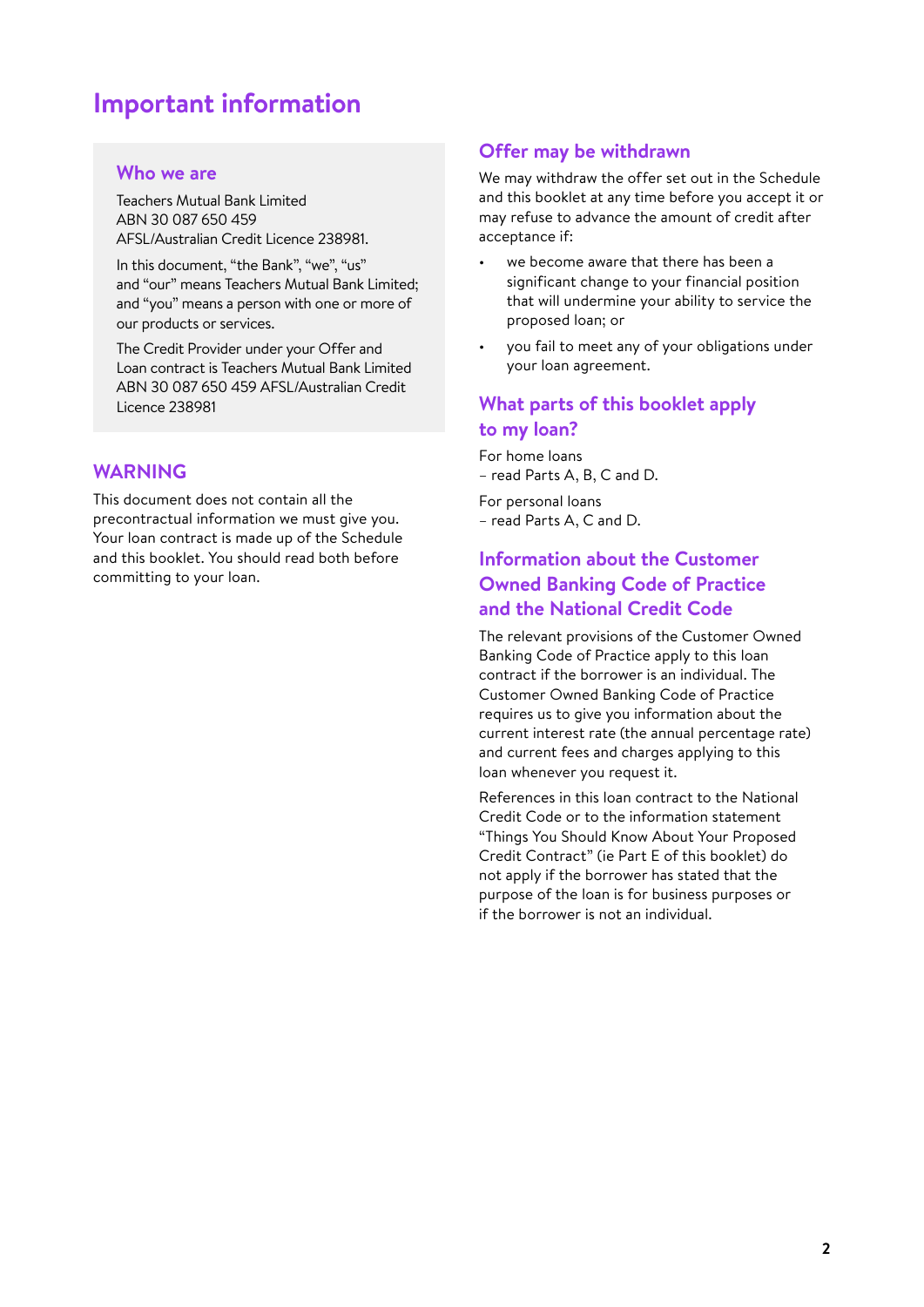# Important information

## Who we are

Teachers Mutual Bank Limited
ABN 30 087 650 459
AFSL/Australian Credit Licence 238981.

In this document, "the Bank", "we", "us" and "our" means Teachers Mutual Bank Limited; and "you" means a person with one or more of our products or services.

The Credit Provider under your Offer and Loan contract is Teachers Mutual Bank Limited ABN 30 087 650 459 AFSL/Australian Credit Licence 238981

## WARNING

This document does not contain all the precontractual information we must give you. Your loan contract is made up of the Schedule and this booklet. You should read both before committing to your loan.

## Offer may be withdrawn

We may withdraw the offer set out in the Schedule and this booklet at any time before you accept it or may refuse to advance the amount of credit after acceptance if:

- we become aware that there has been a significant change to your financial position that will undermine your ability to service the proposed loan; or
- you fail to meet any of your obligations under your loan agreement.

## What parts of this booklet apply to my loan?

For home loans
– read Parts A, B, C and D.

For personal loans
– read Parts A, C and D.

## Information about the Customer Owned Banking Code of Practice and the National Credit Code

The relevant provisions of the Customer Owned Banking Code of Practice apply to this loan contract if the borrower is an individual. The Customer Owned Banking Code of Practice requires us to give you information about the current interest rate (the annual percentage rate) and current fees and charges applying to this loan whenever you request it.

References in this loan contract to the National Credit Code or to the information statement "Things You Should Know About Your Proposed Credit Contract" (ie Part E of this booklet) do not apply if the borrower has stated that the purpose of the loan is for business purposes or if the borrower is not an individual.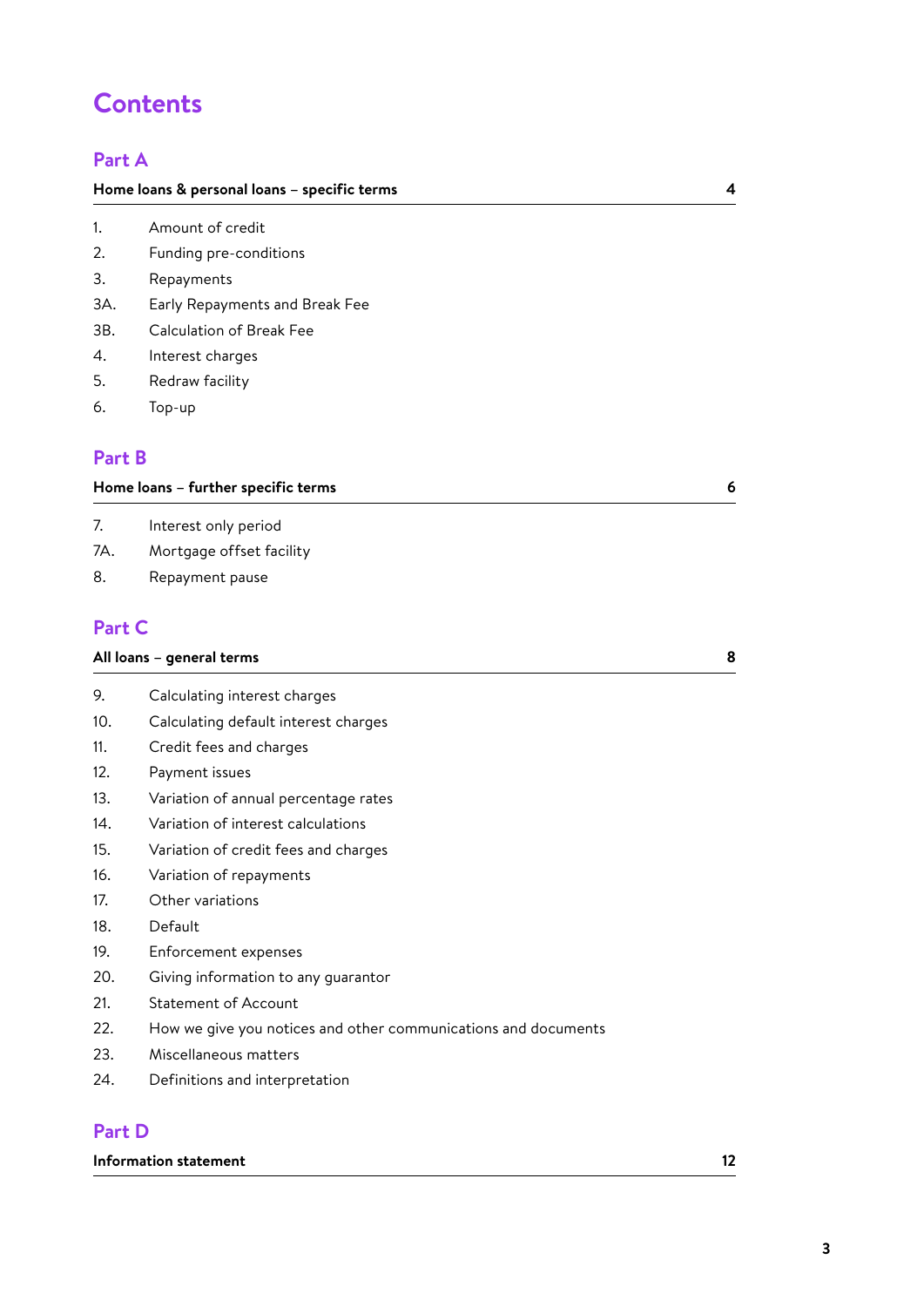# Contents

## Part A

| Home loans & personal loans – specific terms | 4 |
|---|---|

1. Amount of credit
2. Funding pre-conditions
3. Repayments

3A. Early Repayments and Break Fee

3B. Calculation of Break Fee

4. Interest charges
5. Redraw facility
6. Top-up

## Part B

| Home loans – further specific terms | 6 |
|---|---|

7. Interest only period

7A. Mortgage offset facility

8. Repayment pause

## Part C

| All loans – general terms | 8 |
|---|---|

9. Calculating interest charges
10. Calculating default interest charges
11. Credit fees and charges
12. Payment issues
13. Variation of annual percentage rates
14. Variation of interest calculations
15. Variation of credit fees and charges
16. Variation of repayments
17. Other variations
18. Default
19. Enforcement expenses
20. Giving information to any guarantor
21. Statement of Account
22. How we give you notices and other communications and documents
23. Miscellaneous matters
24. Definitions and interpretation

## Part D

| Information statement | 12 |
|---|---|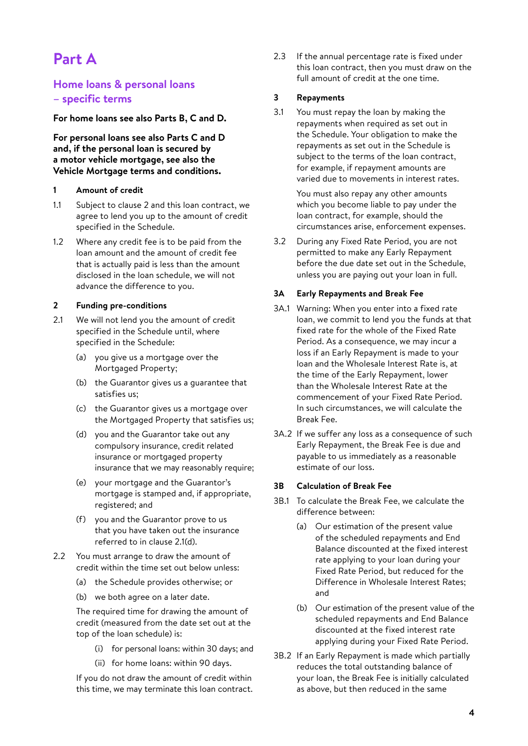# Part A

## Home loans & personal loans – specific terms

**For home loans see also Parts B, C and D.**

**For personal loans see also Parts C and D and, if the personal loan is secured by a motor vehicle mortgage, see also the Vehicle Mortgage terms and conditions.**

**1 Amount of credit**

1.1 Subject to clause 2 and this loan contract, we agree to lend you up to the amount of credit specified in the Schedule.

1.2 Where any credit fee is to be paid from the loan amount and the amount of credit fee that is actually paid is less than the amount disclosed in the loan schedule, we will not advance the difference to you.

**2 Funding pre-conditions**

2.1 We will not lend you the amount of credit specified in the Schedule until, where specified in the Schedule:

(a) you give us a mortgage over the Mortgaged Property;

(b) the Guarantor gives us a guarantee that satisfies us;

(c) the Guarantor gives us a mortgage over the Mortgaged Property that satisfies us;

(d) you and the Guarantor take out any compulsory insurance, credit related insurance or mortgaged property insurance that we may reasonably require;

(e) your mortgage and the Guarantor's mortgage is stamped and, if appropriate, registered; and

(f) you and the Guarantor prove to us that you have taken out the insurance referred to in clause 2.1(d).

2.2 You must arrange to draw the amount of credit within the time set out below unless:

(a) the Schedule provides otherwise; or

(b) we both agree on a later date.

The required time for drawing the amount of credit (measured from the date set out at the top of the loan schedule) is:

(i) for personal loans: within 30 days; and

(ii) for home loans: within 90 days.

If you do not draw the amount of credit within this time, we may terminate this loan contract.

2.3 If the annual percentage rate is fixed under this loan contract, then you must draw on the full amount of credit at the one time.

**3 Repayments**

3.1 You must repay the loan by making the repayments when required as set out in the Schedule. Your obligation to make the repayments as set out in the Schedule is subject to the terms of the loan contract, for example, if repayment amounts are varied due to movements in interest rates.

You must also repay any other amounts which you become liable to pay under the loan contract, for example, should the circumstances arise, enforcement expenses.

3.2 During any Fixed Rate Period, you are not permitted to make any Early Repayment before the due date set out in the Schedule, unless you are paying out your loan in full.

**3A Early Repayments and Break Fee**

3A.1 Warning: When you enter into a fixed rate loan, we commit to lend you the funds at that fixed rate for the whole of the Fixed Rate Period. As a consequence, we may incur a loss if an Early Repayment is made to your loan and the Wholesale Interest Rate is, at the time of the Early Repayment, lower than the Wholesale Interest Rate at the commencement of your Fixed Rate Period. In such circumstances, we will calculate the Break Fee.

3A.2 If we suffer any loss as a consequence of such Early Repayment, the Break Fee is due and payable to us immediately as a reasonable estimate of our loss.

**3B Calculation of Break Fee**

3B.1 To calculate the Break Fee, we calculate the difference between:

(a) Our estimation of the present value of the scheduled repayments and End Balance discounted at the fixed interest rate applying to your loan during your Fixed Rate Period, but reduced for the Difference in Wholesale Interest Rates; and

(b) Our estimation of the present value of the scheduled repayments and End Balance discounted at the fixed interest rate applying during your Fixed Rate Period.

3B.2 If an Early Repayment is made which partially reduces the total outstanding balance of your loan, the Break Fee is initially calculated as above, but then reduced in the same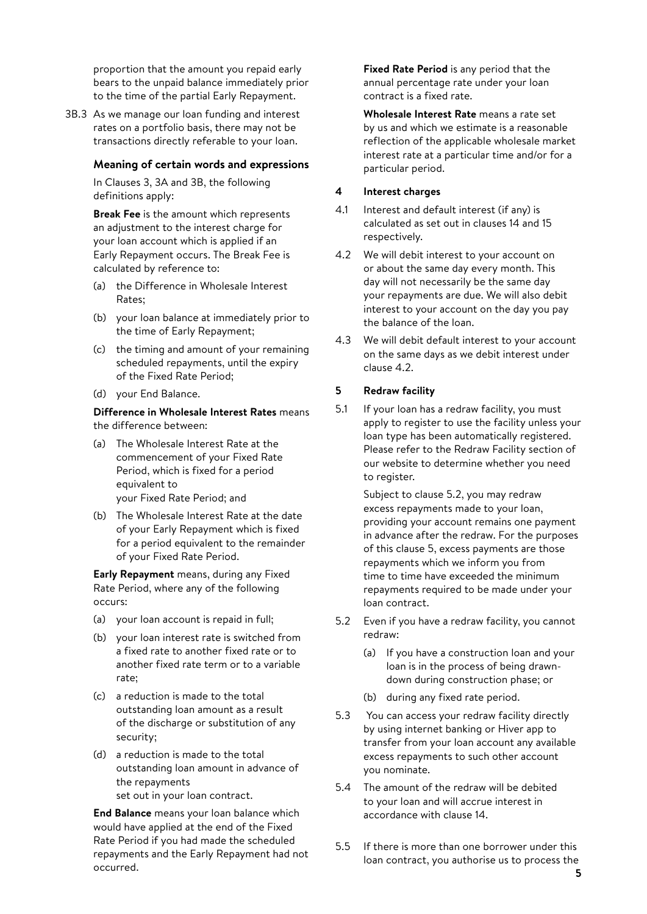proportion that the amount you repaid early bears to the unpaid balance immediately prior to the time of the partial Early Repayment.

3B.3 As we manage our loan funding and interest rates on a portfolio basis, there may not be transactions directly referable to your loan.

### Meaning of certain words and expressions

In Clauses 3, 3A and 3B, the following definitions apply:

**Break Fee** is the amount which represents an adjustment to the interest charge for your loan account which is applied if an Early Repayment occurs. The Break Fee is calculated by reference to:

(a) the Difference in Wholesale Interest Rates;

(b) your loan balance at immediately prior to the time of Early Repayment;

(c) the timing and amount of your remaining scheduled repayments, until the expiry of the Fixed Rate Period;

(d) your End Balance.

**Difference in Wholesale Interest Rates** means the difference between:

(a) The Wholesale Interest Rate at the commencement of your Fixed Rate Period, which is fixed for a period equivalent to your Fixed Rate Period; and

(b) The Wholesale Interest Rate at the date of your Early Repayment which is fixed for a period equivalent to the remainder of your Fixed Rate Period.

**Early Repayment** means, during any Fixed Rate Period, where any of the following occurs:

(a) your loan account is repaid in full;

(b) your loan interest rate is switched from a fixed rate to another fixed rate or to another fixed rate term or to a variable rate;

(c) a reduction is made to the total outstanding loan amount as a result of the discharge or substitution of any security;

(d) a reduction is made to the total outstanding loan amount in advance of the repayments set out in your loan contract.

**End Balance** means your loan balance which would have applied at the end of the Fixed Rate Period if you had made the scheduled repayments and the Early Repayment had not occurred.

**Fixed Rate Period** is any period that the annual percentage rate under your loan contract is a fixed rate.

**Wholesale Interest Rate** means a rate set by us and which we estimate is a reasonable reflection of the applicable wholesale market interest rate at a particular time and/or for a particular period.

### 4 Interest charges

4.1 Interest and default interest (if any) is calculated as set out in clauses 14 and 15 respectively.

4.2 We will debit interest to your account on or about the same day every month. This day will not necessarily be the same day your repayments are due. We will also debit interest to your account on the day you pay the balance of the loan.

4.3 We will debit default interest to your account on the same days as we debit interest under clause 4.2.

### 5 Redraw facility

5.1 If your loan has a redraw facility, you must apply to register to use the facility unless your loan type has been automatically registered. Please refer to the Redraw Facility section of our website to determine whether you need to register.

Subject to clause 5.2, you may redraw excess repayments made to your loan, providing your account remains one payment in advance after the redraw. For the purposes of this clause 5, excess payments are those repayments which we inform you from time to time have exceeded the minimum repayments required to be made under your loan contract.

5.2 Even if you have a redraw facility, you cannot redraw:

(a) If you have a construction loan and your loan is in the process of being drawn-down during construction phase; or

(b) during any fixed rate period.

5.3 You can access your redraw facility directly by using internet banking or Hiver app to transfer from your loan account any available excess repayments to such other account you nominate.

5.4 The amount of the redraw will be debited to your loan and will accrue interest in accordance with clause 14.

5.5 If there is more than one borrower under this loan contract, you authorise us to process the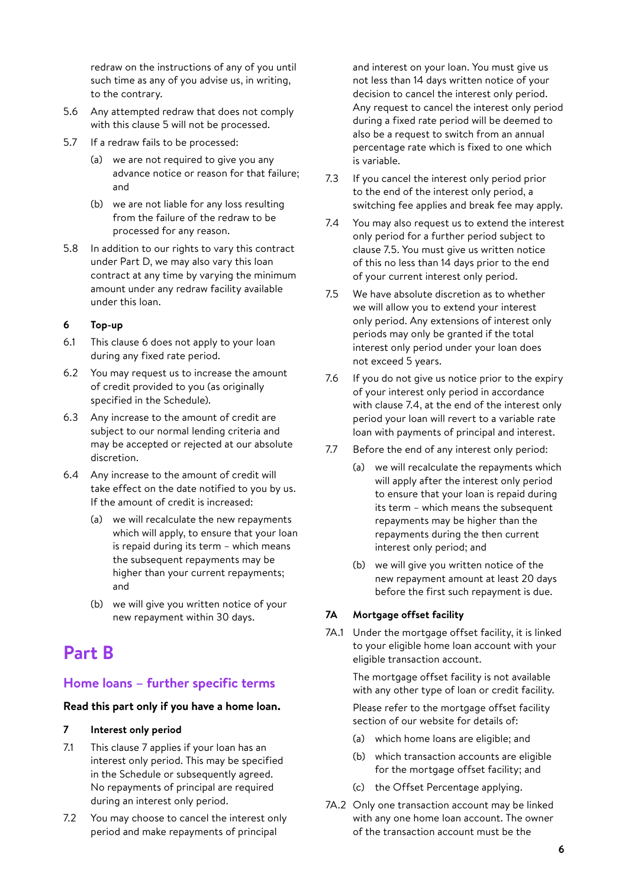redraw on the instructions of any of you until such time as any of you advise us, in writing, to the contrary.

5.6 Any attempted redraw that does not comply with this clause 5 will not be processed.

5.7 If a redraw fails to be processed:

(a) we are not required to give you any advance notice or reason for that failure; and

(b) we are not liable for any loss resulting from the failure of the redraw to be processed for any reason.

5.8 In addition to our rights to vary this contract under Part D, we may also vary this loan contract at any time by varying the minimum amount under any redraw facility available under this loan.

### 6 Top-up

6.1 This clause 6 does not apply to your loan during any fixed rate period.

6.2 You may request us to increase the amount of credit provided to you (as originally specified in the Schedule).

6.3 Any increase to the amount of credit are subject to our normal lending criteria and may be accepted or rejected at our absolute discretion.

6.4 Any increase to the amount of credit will take effect on the date notified to you by us. If the amount of credit is increased:

(a) we will recalculate the new repayments which will apply, to ensure that your loan is repaid during its term – which means the subsequent repayments may be higher than your current repayments; and

(b) we will give you written notice of your new repayment within 30 days.

# Part B

## Home loans – further specific terms

**Read this part only if you have a home loan.**

### 7 Interest only period

7.1 This clause 7 applies if your loan has an interest only period. This may be specified in the Schedule or subsequently agreed. No repayments of principal are required during an interest only period.

7.2 You may choose to cancel the interest only period and make repayments of principal and interest on your loan. You must give us not less than 14 days written notice of your decision to cancel the interest only period. Any request to cancel the interest only period during a fixed rate period will be deemed to also be a request to switch from an annual percentage rate which is fixed to one which is variable.

7.3 If you cancel the interest only period prior to the end of the interest only period, a switching fee applies and break fee may apply.

7.4 You may also request us to extend the interest only period for a further period subject to clause 7.5. You must give us written notice of this no less than 14 days prior to the end of your current interest only period.

7.5 We have absolute discretion as to whether we will allow you to extend your interest only period. Any extensions of interest only periods may only be granted if the total interest only period under your loan does not exceed 5 years.

7.6 If you do not give us notice prior to the expiry of your interest only period in accordance with clause 7.4, at the end of the interest only period your loan will revert to a variable rate loan with payments of principal and interest.

7.7 Before the end of any interest only period:

(a) we will recalculate the repayments which will apply after the interest only period to ensure that your loan is repaid during its term – which means the subsequent repayments may be higher than the repayments during the then current interest only period; and

(b) we will give you written notice of the new repayment amount at least 20 days before the first such repayment is due.

### 7A Mortgage offset facility

7A.1 Under the mortgage offset facility, it is linked to your eligible home loan account with your eligible transaction account.

The mortgage offset facility is not available with any other type of loan or credit facility.

Please refer to the mortgage offset facility section of our website for details of:

(a) which home loans are eligible; and

(b) which transaction accounts are eligible for the mortgage offset facility; and

(c) the Offset Percentage applying.

7A.2 Only one transaction account may be linked with any one home loan account. The owner of the transaction account must be the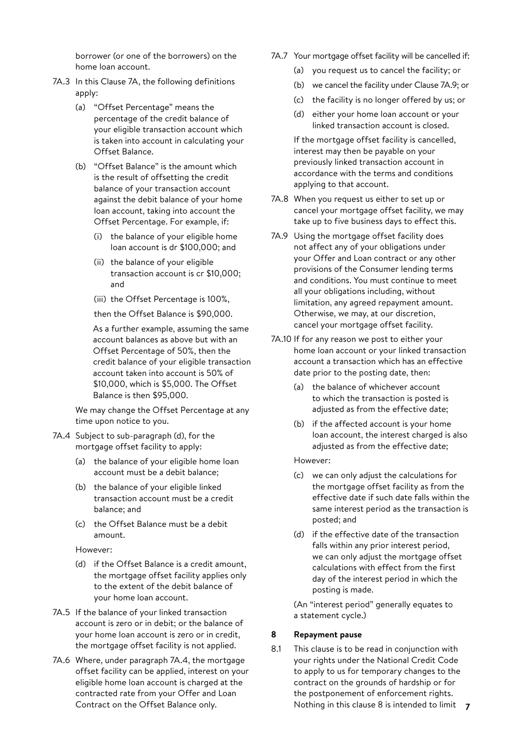borrower (or one of the borrowers) on the home loan account.

7A.3 In this Clause 7A, the following definitions apply:

(a) "Offset Percentage" means the percentage of the credit balance of your eligible transaction account which is taken into account in calculating your Offset Balance.

(b) "Offset Balance" is the amount which is the result of offsetting the credit balance of your transaction account against the debit balance of your home loan account, taking into account the Offset Percentage. For example, if:

(i) the balance of your eligible home loan account is dr $100,000; and

(ii) the balance of your eligible transaction account is cr $10,000; and

(iii) the Offset Percentage is 100%,

then the Offset Balance is $90,000.

As a further example, assuming the same account balances as above but with an Offset Percentage of 50%, then the credit balance of your eligible transaction account taken into account is 50% of $10,000, which is $5,000. The Offset Balance is then $95,000.

We may change the Offset Percentage at any time upon notice to you.

7A.4 Subject to sub-paragraph (d), for the mortgage offset facility to apply:

(a) the balance of your eligible home loan account must be a debit balance;

(b) the balance of your eligible linked transaction account must be a credit balance; and

(c) the Offset Balance must be a debit amount.

However:

(d) if the Offset Balance is a credit amount, the mortgage offset facility applies only to the extent of the debit balance of your home loan account.

7A.5 If the balance of your linked transaction account is zero or in debit; or the balance of your home loan account is zero or in credit, the mortgage offset facility is not applied.

7A.6 Where, under paragraph 7A.4, the mortgage offset facility can be applied, interest on your eligible home loan account is charged at the contracted rate from your Offer and Loan Contract on the Offset Balance only.

7A.7 Your mortgage offset facility will be cancelled if:

(a) you request us to cancel the facility; or

(b) we cancel the facility under Clause 7A.9; or

(c) the facility is no longer offered by us; or

(d) either your home loan account or your linked transaction account is closed.

If the mortgage offset facility is cancelled, interest may then be payable on your previously linked transaction account in accordance with the terms and conditions applying to that account.

7A.8 When you request us either to set up or cancel your mortgage offset facility, we may take up to five business days to effect this.

7A.9 Using the mortgage offset facility does not affect any of your obligations under your Offer and Loan contract or any other provisions of the Consumer lending terms and conditions. You must continue to meet all your obligations including, without limitation, any agreed repayment amount. Otherwise, we may, at our discretion, cancel your mortgage offset facility.

7A.10 If for any reason we post to either your home loan account or your linked transaction account a transaction which has an effective date prior to the posting date, then:

(a) the balance of whichever account to which the transaction is posted is adjusted as from the effective date;

(b) if the affected account is your home loan account, the interest charged is also adjusted as from the effective date;

However:

(c) we can only adjust the calculations for the mortgage offset facility as from the effective date if such date falls within the same interest period as the transaction is posted; and

(d) if the effective date of the transaction falls within any prior interest period, we can only adjust the mortgage offset calculations with effect from the first day of the interest period in which the posting is made.

(An "interest period" generally equates to a statement cycle.)

## 8 Repayment pause

8.1 This clause is to be read in conjunction with your rights under the National Credit Code to apply to us for temporary changes to the contract on the grounds of hardship or for the postponement of enforcement rights. Nothing in this clause 8 is intended to limit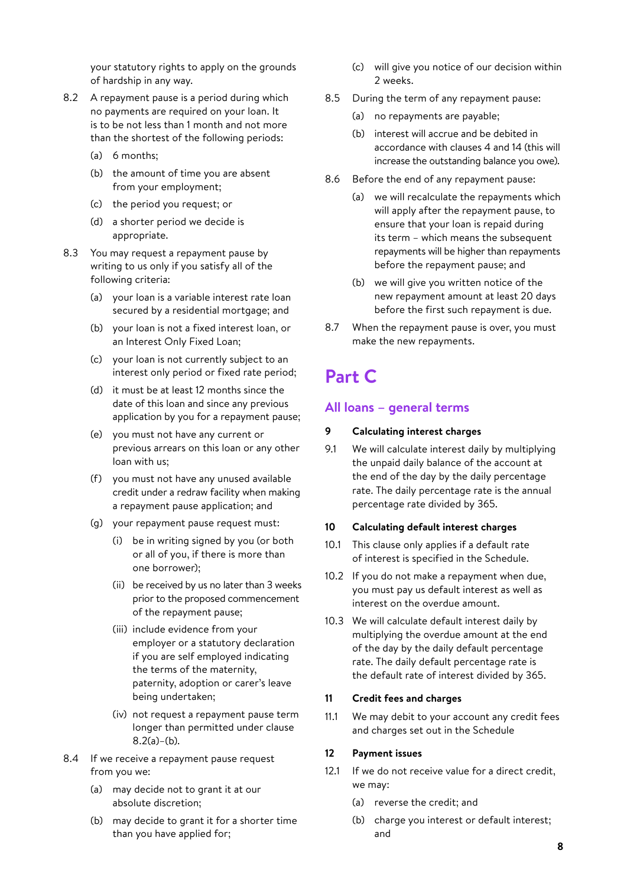your statutory rights to apply on the grounds of hardship in any way.

8.2 A repayment pause is a period during which no payments are required on your loan. It is to be not less than 1 month and not more than the shortest of the following periods:

- (a) 6 months;
- (b) the amount of time you are absent from your employment;
- (c) the period you request; or
- (d) a shorter period we decide is appropriate.

8.3 You may request a repayment pause by writing to us only if you satisfy all of the following criteria:

- (a) your loan is a variable interest rate loan secured by a residential mortgage; and
- (b) your loan is not a fixed interest loan, or an Interest Only Fixed Loan;
- (c) your loan is not currently subject to an interest only period or fixed rate period;
- (d) it must be at least 12 months since the date of this loan and since any previous application by you for a repayment pause;
- (e) you must not have any current or previous arrears on this loan or any other loan with us;
- (f) you must not have any unused available credit under a redraw facility when making a repayment pause application; and
- (g) your repayment pause request must:
  - (i) be in writing signed by you (or both or all of you, if there is more than one borrower);
  - (ii) be received by us no later than 3 weeks prior to the proposed commencement of the repayment pause;
  - (iii) include evidence from your employer or a statutory declaration if you are self employed indicating the terms of the maternity, paternity, adoption or carer's leave being undertaken;
  - (iv) not request a repayment pause term longer than permitted under clause 8.2(a)–(b).

8.4 If we receive a repayment pause request from you we:

- (a) may decide not to grant it at our absolute discretion;
- (b) may decide to grant it for a shorter time than you have applied for;
- (c) will give you notice of our decision within 2 weeks.

8.5 During the term of any repayment pause:

- (a) no repayments are payable;
- (b) interest will accrue and be debited in accordance with clauses 4 and 14 (this will increase the outstanding balance you owe).

8.6 Before the end of any repayment pause:

- (a) we will recalculate the repayments which will apply after the repayment pause, to ensure that your loan is repaid during its term – which means the subsequent repayments will be higher than repayments before the repayment pause; and
- (b) we will give you written notice of the new repayment amount at least 20 days before the first such repayment is due.

8.7 When the repayment pause is over, you must make the new repayments.

# Part C

## All loans – general terms

### 9 Calculating interest charges

9.1 We will calculate interest daily by multiplying the unpaid daily balance of the account at the end of the day by the daily percentage rate. The daily percentage rate is the annual percentage rate divided by 365.

### 10 Calculating default interest charges

10.1 This clause only applies if a default rate of interest is specified in the Schedule.

10.2 If you do not make a repayment when due, you must pay us default interest as well as interest on the overdue amount.

10.3 We will calculate default interest daily by multiplying the overdue amount at the end of the day by the daily default percentage rate. The daily default percentage rate is the default rate of interest divided by 365.

### 11 Credit fees and charges

11.1 We may debit to your account any credit fees and charges set out in the Schedule

### 12 Payment issues

12.1 If we do not receive value for a direct credit, we may:

- (a) reverse the credit; and
- (b) charge you interest or default interest; and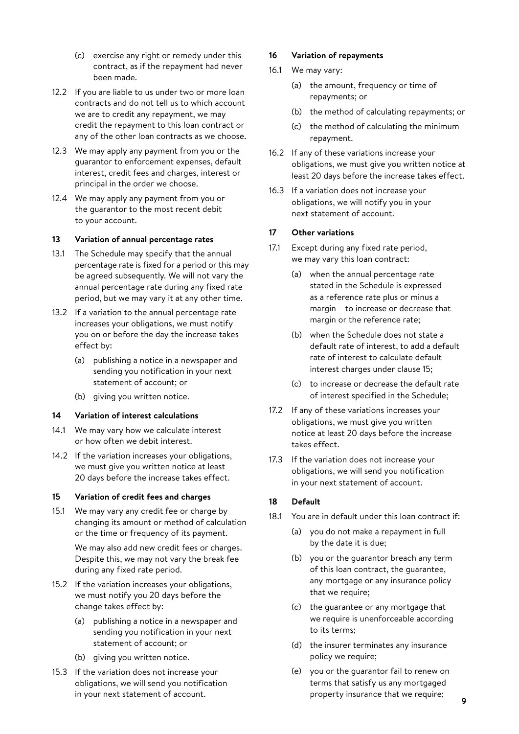(c) exercise any right or remedy under this contract, as if the repayment had never been made.

12.2 If you are liable to us under two or more loan contracts and do not tell us to which account we are to credit any repayment, we may credit the repayment to this loan contract or any of the other loan contracts as we choose.

12.3 We may apply any payment from you or the guarantor to enforcement expenses, default interest, credit fees and charges, interest or principal in the order we choose.

12.4 We may apply any payment from you or the guarantor to the most recent debit to your account.

**13 Variation of annual percentage rates**

13.1 The Schedule may specify that the annual percentage rate is fixed for a period or this may be agreed subsequently. We will not vary the annual percentage rate during any fixed rate period, but we may vary it at any other time.

13.2 If a variation to the annual percentage rate increases your obligations, we must notify you on or before the day the increase takes effect by:

(a) publishing a notice in a newspaper and sending you notification in your next statement of account; or

(b) giving you written notice.

**14 Variation of interest calculations**

14.1 We may vary how we calculate interest or how often we debit interest.

14.2 If the variation increases your obligations, we must give you written notice at least 20 days before the increase takes effect.

**15 Variation of credit fees and charges**

15.1 We may vary any credit fee or charge by changing its amount or method of calculation or the time or frequency of its payment.

We may also add new credit fees or charges. Despite this, we may not vary the break fee during any fixed rate period.

15.2 If the variation increases your obligations, we must notify you 20 days before the change takes effect by:

(a) publishing a notice in a newspaper and sending you notification in your next statement of account; or

(b) giving you written notice.

15.3 If the variation does not increase your obligations, we will send you notification in your next statement of account.

**16 Variation of repayments**

16.1 We may vary:

(a) the amount, frequency or time of repayments; or

(b) the method of calculating repayments; or

(c) the method of calculating the minimum repayment.

16.2 If any of these variations increase your obligations, we must give you written notice at least 20 days before the increase takes effect.

16.3 If a variation does not increase your obligations, we will notify you in your next statement of account.

**17 Other variations**

17.1 Except during any fixed rate period, we may vary this loan contract:

(a) when the annual percentage rate stated in the Schedule is expressed as a reference rate plus or minus a margin – to increase or decrease that margin or the reference rate;

(b) when the Schedule does not state a default rate of interest, to add a default rate of interest to calculate default interest charges under clause 15;

(c) to increase or decrease the default rate of interest specified in the Schedule;

17.2 If any of these variations increases your obligations, we must give you written notice at least 20 days before the increase takes effect.

17.3 If the variation does not increase your obligations, we will send you notification in your next statement of account.

**18 Default**

18.1 You are in default under this loan contract if:

(a) you do not make a repayment in full by the date it is due;

(b) you or the guarantor breach any term of this loan contract, the guarantee, any mortgage or any insurance policy that we require;

(c) the guarantee or any mortgage that we require is unenforceable according to its terms;

(d) the insurer terminates any insurance policy we require;

(e) you or the guarantor fail to renew on terms that satisfy us any mortgaged property insurance that we require;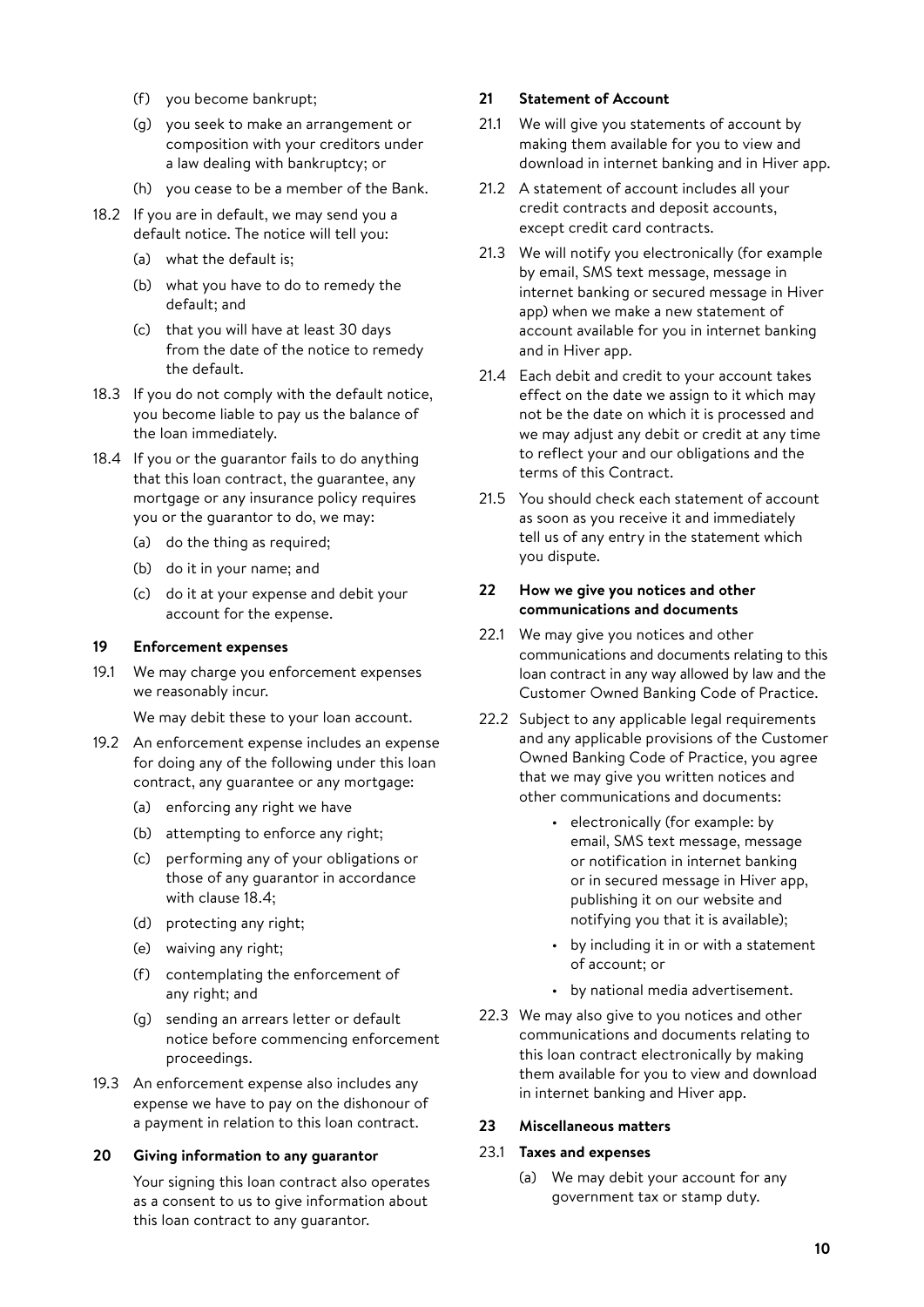(f) you become bankrupt;

(g) you seek to make an arrangement or composition with your creditors under a law dealing with bankruptcy; or

(h) you cease to be a member of the Bank.

18.2 If you are in default, we may send you a default notice. The notice will tell you:

(a) what the default is;

(b) what you have to do to remedy the default; and

(c) that you will have at least 30 days from the date of the notice to remedy the default.

18.3 If you do not comply with the default notice, you become liable to pay us the balance of the loan immediately.

18.4 If you or the guarantor fails to do anything that this loan contract, the guarantee, any mortgage or any insurance policy requires you or the guarantor to do, we may:

(a) do the thing as required;

(b) do it in your name; and

(c) do it at your expense and debit your account for the expense.

## 19 Enforcement expenses

19.1 We may charge you enforcement expenses we reasonably incur.

We may debit these to your loan account.

19.2 An enforcement expense includes an expense for doing any of the following under this loan contract, any guarantee or any mortgage:

(a) enforcing any right we have

(b) attempting to enforce any right;

(c) performing any of your obligations or those of any guarantor in accordance with clause 18.4;

(d) protecting any right;

(e) waiving any right;

(f) contemplating the enforcement of any right; and

(g) sending an arrears letter or default notice before commencing enforcement proceedings.

19.3 An enforcement expense also includes any expense we have to pay on the dishonour of a payment in relation to this loan contract.

## 20 Giving information to any guarantor

Your signing this loan contract also operates as a consent to us to give information about this loan contract to any guarantor.

## 21 Statement of Account

21.1 We will give you statements of account by making them available for you to view and download in internet banking and in Hiver app.

21.2 A statement of account includes all your credit contracts and deposit accounts, except credit card contracts.

21.3 We will notify you electronically (for example by email, SMS text message, message in internet banking or secured message in Hiver app) when we make a new statement of account available for you in internet banking and in Hiver app.

21.4 Each debit and credit to your account takes effect on the date we assign to it which may not be the date on which it is processed and we may adjust any debit or credit at any time to reflect your and our obligations and the terms of this Contract.

21.5 You should check each statement of account as soon as you receive it and immediately tell us of any entry in the statement which you dispute.

## 22 How we give you notices and other communications and documents

22.1 We may give you notices and other communications and documents relating to this loan contract in any way allowed by law and the Customer Owned Banking Code of Practice.

22.2 Subject to any applicable legal requirements and any applicable provisions of the Customer Owned Banking Code of Practice, you agree that we may give you written notices and other communications and documents:

- electronically (for example: by email, SMS text message, message or notification in internet banking or in secured message in Hiver app, publishing it on our website and notifying you that it is available);
- by including it in or with a statement of account; or
- by national media advertisement.

22.3 We may also give to you notices and other communications and documents relating to this loan contract electronically by making them available for you to view and download in internet banking and Hiver app.

## 23 Miscellaneous matters

### 23.1 Taxes and expenses

(a) We may debit your account for any government tax or stamp duty.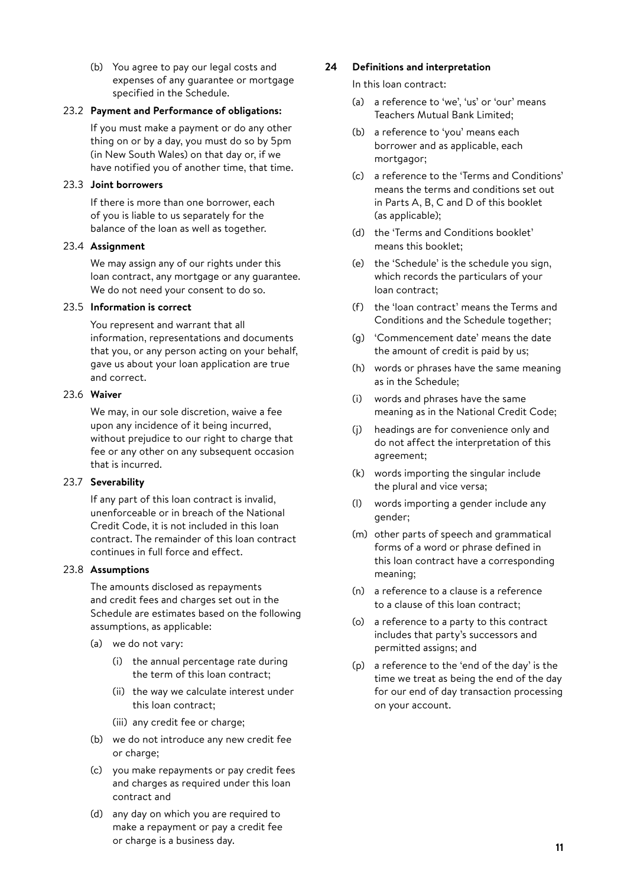(b) You agree to pay our legal costs and expenses of any guarantee or mortgage specified in the Schedule.

### 23.2 Payment and Performance of obligations:

If you must make a payment or do any other thing on or by a day, you must do so by 5pm (in New South Wales) on that day or, if we have notified you of another time, that time.

### 23.3 Joint borrowers

If there is more than one borrower, each of you is liable to us separately for the balance of the loan as well as together.

### 23.4 Assignment

We may assign any of our rights under this loan contract, any mortgage or any guarantee. We do not need your consent to do so.

### 23.5 Information is correct

You represent and warrant that all information, representations and documents that you, or any person acting on your behalf, gave us about your loan application are true and correct.

### 23.6 Waiver

We may, in our sole discretion, waive a fee upon any incidence of it being incurred, without prejudice to our right to charge that fee or any other on any subsequent occasion that is incurred.

### 23.7 Severability

If any part of this loan contract is invalid, unenforceable or in breach of the National Credit Code, it is not included in this loan contract. The remainder of this loan contract continues in full force and effect.

### 23.8 Assumptions

The amounts disclosed as repayments and credit fees and charges set out in the Schedule are estimates based on the following assumptions, as applicable:

(a) we do not vary:

   (i) the annual percentage rate during the term of this loan contract;

   (ii) the way we calculate interest under this loan contract;

   (iii) any credit fee or charge;

(b) we do not introduce any new credit fee or charge;

(c) you make repayments or pay credit fees and charges as required under this loan contract and

(d) any day on which you are required to make a repayment or pay a credit fee or charge is a business day.

## 24 Definitions and interpretation

In this loan contract:

(a) a reference to 'we', 'us' or 'our' means Teachers Mutual Bank Limited;

(b) a reference to 'you' means each borrower and as applicable, each mortgagor;

(c) a reference to the 'Terms and Conditions' means the terms and conditions set out in Parts A, B, C and D of this booklet (as applicable);

(d) the 'Terms and Conditions booklet' means this booklet;

(e) the 'Schedule' is the schedule you sign, which records the particulars of your loan contract;

(f) the 'loan contract' means the Terms and Conditions and the Schedule together;

(g) 'Commencement date' means the date the amount of credit is paid by us;

(h) words or phrases have the same meaning as in the Schedule;

(i) words and phrases have the same meaning as in the National Credit Code;

(j) headings are for convenience only and do not affect the interpretation of this agreement;

(k) words importing the singular include the plural and vice versa;

(l) words importing a gender include any gender;

(m) other parts of speech and grammatical forms of a word or phrase defined in this loan contract have a corresponding meaning;

(n) a reference to a clause is a reference to a clause of this loan contract;

(o) a reference to a party to this contract includes that party's successors and permitted assigns; and

(p) a reference to the 'end of the day' is the time we treat as being the end of the day for our end of day transaction processing on your account.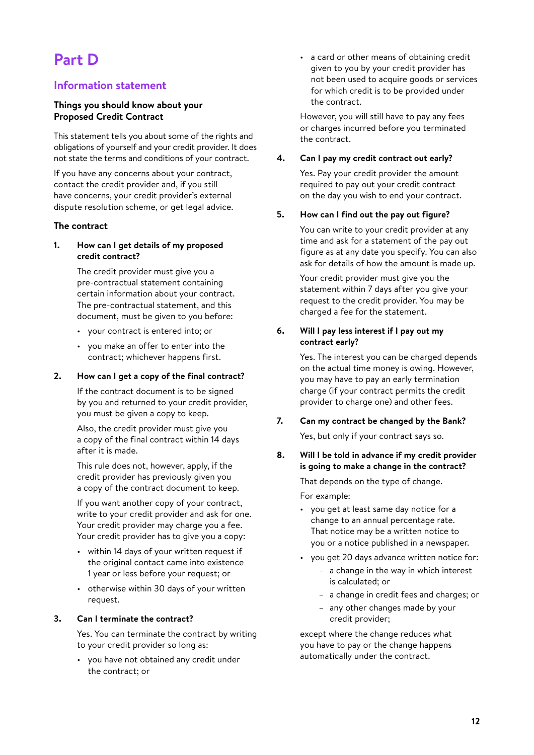# Part D

## Information statement

### Things you should know about your Proposed Credit Contract

This statement tells you about some of the rights and obligations of yourself and your credit provider. It does not state the terms and conditions of your contract.

If you have any concerns about your contract, contact the credit provider and, if you still have concerns, your credit provider's external dispute resolution scheme, or get legal advice.

### The contract

**1. How can I get details of my proposed credit contract?**

The credit provider must give you a pre-contractual statement containing certain information about your contract. The pre-contractual statement, and this document, must be given to you before:

- your contract is entered into; or
- you make an offer to enter into the contract; whichever happens first.

**2. How can I get a copy of the final contract?**

If the contract document is to be signed by you and returned to your credit provider, you must be given a copy to keep.

Also, the credit provider must give you a copy of the final contract within 14 days after it is made.

This rule does not, however, apply, if the credit provider has previously given you a copy of the contract document to keep.

If you want another copy of your contract, write to your credit provider and ask for one. Your credit provider may charge you a fee. Your credit provider has to give you a copy:

- within 14 days of your written request if the original contact came into existence 1 year or less before your request; or
- otherwise within 30 days of your written request.

**3. Can I terminate the contract?**

Yes. You can terminate the contract by writing to your credit provider so long as:

- you have not obtained any credit under the contract; or
- a card or other means of obtaining credit given to you by your credit provider has not been used to acquire goods or services for which credit is to be provided under the contract.

However, you will still have to pay any fees or charges incurred before you terminated the contract.

**4. Can I pay my credit contract out early?**

Yes. Pay your credit provider the amount required to pay out your credit contract on the day you wish to end your contract.

**5. How can I find out the pay out figure?**

You can write to your credit provider at any time and ask for a statement of the pay out figure as at any date you specify. You can also ask for details of how the amount is made up.

Your credit provider must give you the statement within 7 days after you give your request to the credit provider. You may be charged a fee for the statement.

**6. Will I pay less interest if I pay out my contract early?**

Yes. The interest you can be charged depends on the actual time money is owing. However, you may have to pay an early termination charge (if your contract permits the credit provider to charge one) and other fees.

**7. Can my contract be changed by the Bank?**

Yes, but only if your contract says so.

**8. Will I be told in advance if my credit provider is going to make a change in the contract?**

That depends on the type of change.

For example:

- you get at least same day notice for a change to an annual percentage rate. That notice may be a written notice to you or a notice published in a newspaper.
- you get 20 days advance written notice for:
  - a change in the way in which interest is calculated; or
  - a change in credit fees and charges; or
  - any other changes made by your credit provider;

except where the change reduces what you have to pay or the change happens automatically under the contract.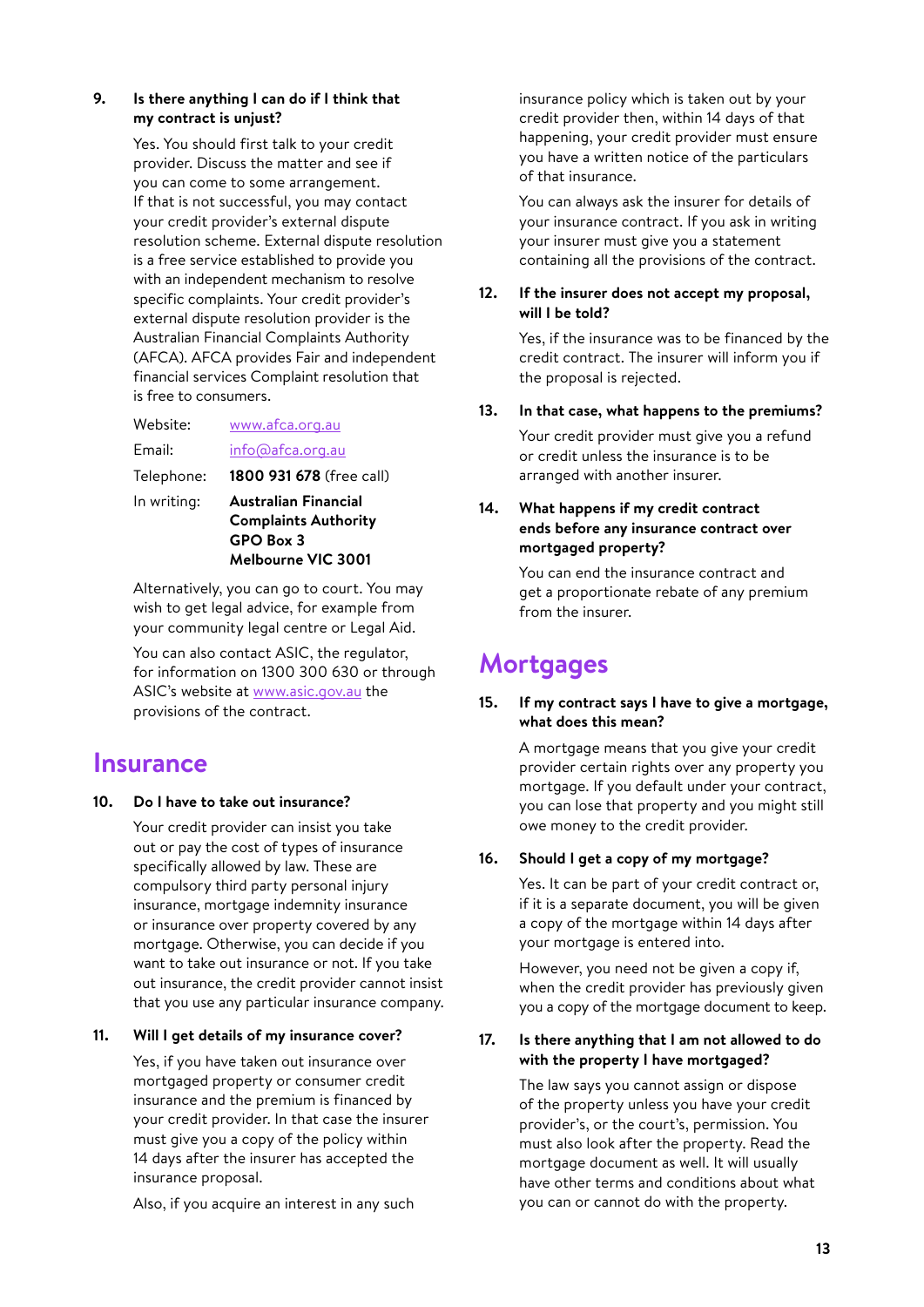**9. Is there anything I can do if I think that my contract is unjust?**

Yes. You should first talk to your credit provider. Discuss the matter and see if you can come to some arrangement. If that is not successful, you may contact your credit provider's external dispute resolution scheme. External dispute resolution is a free service established to provide you with an independent mechanism to resolve specific complaints. Your credit provider's external dispute resolution provider is the Australian Financial Complaints Authority (AFCA). AFCA provides Fair and independent financial services Complaint resolution that is free to consumers.

| | |
|---|---|
| Website: | www.afca.org.au |
| Email: | info@afca.org.au |
| Telephone: | **1800 931 678** (free call) |
| In writing: | **Australian Financial Complaints Authority GPO Box 3 Melbourne VIC 3001** |

Alternatively, you can go to court. You may wish to get legal advice, for example from your community legal centre or Legal Aid.

You can also contact ASIC, the regulator, for information on 1300 300 630 or through ASIC's website at www.asic.gov.au the provisions of the contract.

## Insurance

**10. Do I have to take out insurance?**

Your credit provider can insist you take out or pay the cost of types of insurance specifically allowed by law. These are compulsory third party personal injury insurance, mortgage indemnity insurance or insurance over property covered by any mortgage. Otherwise, you can decide if you want to take out insurance or not. If you take out insurance, the credit provider cannot insist that you use any particular insurance company.

**11. Will I get details of my insurance cover?**

Yes, if you have taken out insurance over mortgaged property or consumer credit insurance and the premium is financed by your credit provider. In that case the insurer must give you a copy of the policy within 14 days after the insurer has accepted the insurance proposal.

Also, if you acquire an interest in any such insurance policy which is taken out by your credit provider then, within 14 days of that happening, your credit provider must ensure you have a written notice of the particulars of that insurance.

You can always ask the insurer for details of your insurance contract. If you ask in writing your insurer must give you a statement containing all the provisions of the contract.

**12. If the insurer does not accept my proposal, will I be told?**

Yes, if the insurance was to be financed by the credit contract. The insurer will inform you if the proposal is rejected.

**13. In that case, what happens to the premiums?**

Your credit provider must give you a refund or credit unless the insurance is to be arranged with another insurer.

**14. What happens if my credit contract ends before any insurance contract over mortgaged property?**

You can end the insurance contract and get a proportionate rebate of any premium from the insurer.

## Mortgages

**15. If my contract says I have to give a mortgage, what does this mean?**

A mortgage means that you give your credit provider certain rights over any property you mortgage. If you default under your contract, you can lose that property and you might still owe money to the credit provider.

**16. Should I get a copy of my mortgage?**

Yes. It can be part of your credit contract or, if it is a separate document, you will be given a copy of the mortgage within 14 days after your mortgage is entered into.

However, you need not be given a copy if, when the credit provider has previously given you a copy of the mortgage document to keep.

**17. Is there anything that I am not allowed to do with the property I have mortgaged?**

The law says you cannot assign or dispose of the property unless you have your credit provider's, or the court's, permission. You must also look after the property. Read the mortgage document as well. It will usually have other terms and conditions about what you can or cannot do with the property.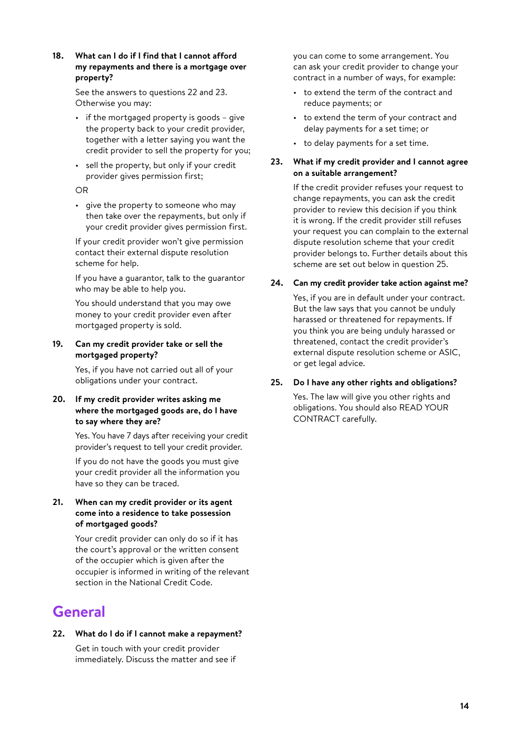**18. What can I do if I find that I cannot afford my repayments and there is a mortgage over property?**

See the answers to questions 22 and 23. Otherwise you may:

- if the mortgaged property is goods – give the property back to your credit provider, together with a letter saying you want the credit provider to sell the property for you;
- sell the property, but only if your credit provider gives permission first;

OR

- give the property to someone who may then take over the repayments, but only if your credit provider gives permission first.

If your credit provider won't give permission contact their external dispute resolution scheme for help.

If you have a guarantor, talk to the guarantor who may be able to help you.

You should understand that you may owe money to your credit provider even after mortgaged property is sold.

**19. Can my credit provider take or sell the mortgaged property?**

Yes, if you have not carried out all of your obligations under your contract.

**20. If my credit provider writes asking me where the mortgaged goods are, do I have to say where they are?**

Yes. You have 7 days after receiving your credit provider's request to tell your credit provider.

If you do not have the goods you must give your credit provider all the information you have so they can be traced.

**21. When can my credit provider or its agent come into a residence to take possession of mortgaged goods?**

Your credit provider can only do so if it has the court's approval or the written consent of the occupier which is given after the occupier is informed in writing of the relevant section in the National Credit Code.

## General

**22. What do I do if I cannot make a repayment?**

Get in touch with your credit provider immediately. Discuss the matter and see if you can come to some arrangement. You can ask your credit provider to change your contract in a number of ways, for example:

- to extend the term of the contract and reduce payments; or
- to extend the term of your contract and delay payments for a set time; or
- to delay payments for a set time.

**23. What if my credit provider and I cannot agree on a suitable arrangement?**

If the credit provider refuses your request to change repayments, you can ask the credit provider to review this decision if you think it is wrong. If the credit provider still refuses your request you can complain to the external dispute resolution scheme that your credit provider belongs to. Further details about this scheme are set out below in question 25.

**24. Can my credit provider take action against me?**

Yes, if you are in default under your contract. But the law says that you cannot be unduly harassed or threatened for repayments. If you think you are being unduly harassed or threatened, contact the credit provider's external dispute resolution scheme or ASIC, or get legal advice.

**25. Do I have any other rights and obligations?**

Yes. The law will give you other rights and obligations. You should also READ YOUR CONTRACT carefully.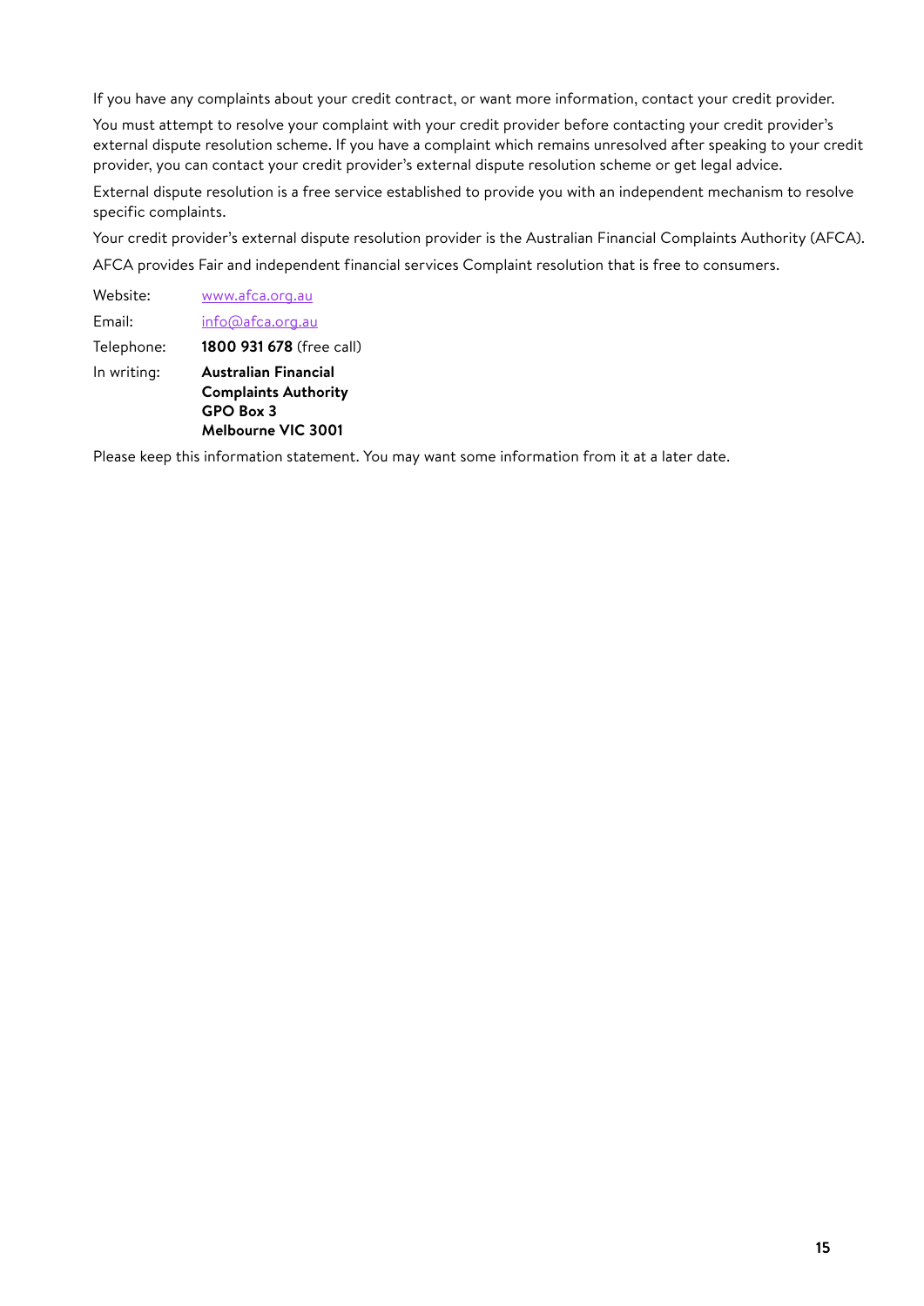If you have any complaints about your credit contract, or want more information, contact your credit provider.

You must attempt to resolve your complaint with your credit provider before contacting your credit provider's external dispute resolution scheme. If you have a complaint which remains unresolved after speaking to your credit provider, you can contact your credit provider's external dispute resolution scheme or get legal advice.

External dispute resolution is a free service established to provide you with an independent mechanism to resolve specific complaints.

Your credit provider's external dispute resolution provider is the Australian Financial Complaints Authority (AFCA).

AFCA provides Fair and independent financial services Complaint resolution that is free to consumers.

| | |
|---|---|
| Website: | www.afca.org.au |
| Email: | info@afca.org.au |
| Telephone: | **1800 931 678** (free call) |
| In writing: | **Australian Financial Complaints Authority GPO Box 3 Melbourne VIC 3001** |

Please keep this information statement. You may want some information from it at a later date.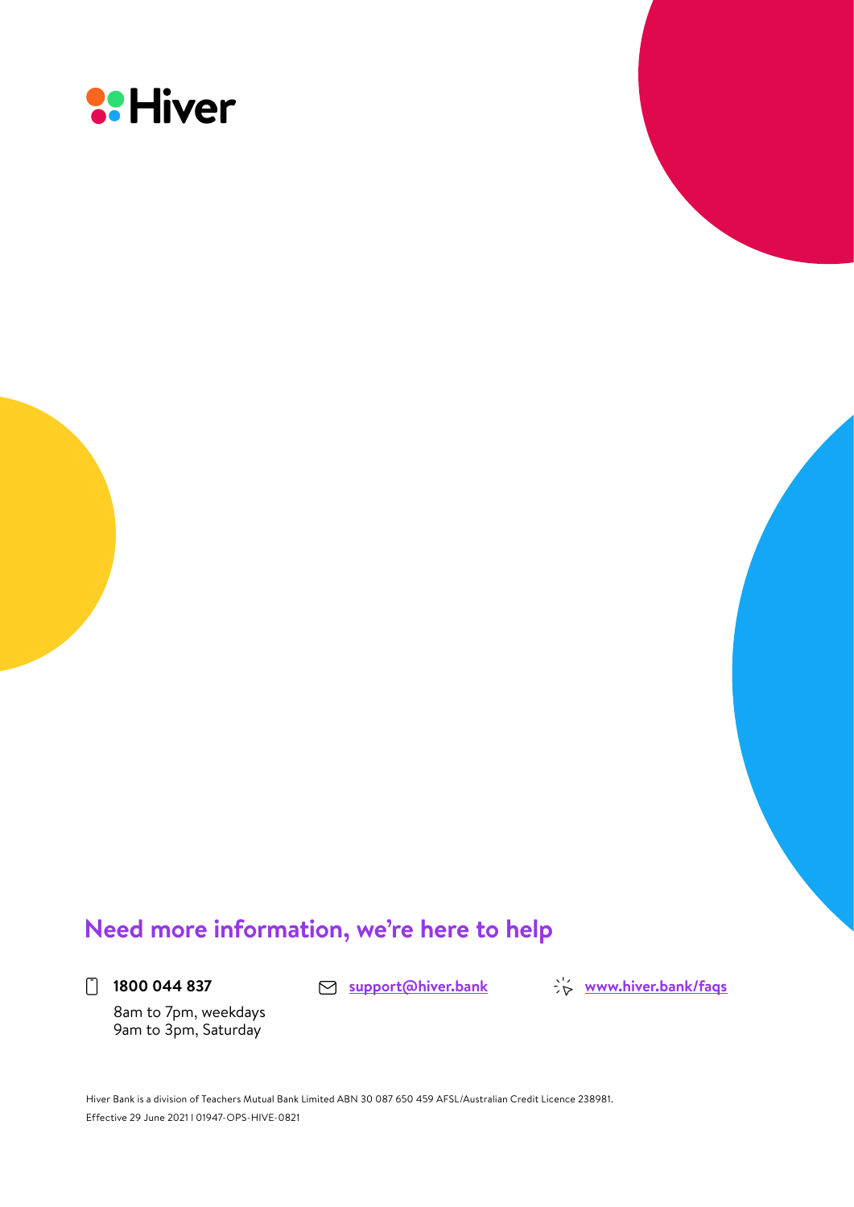Hiver

## Need more information, we're here to help

**1800 044 837**

8am to 7pm, weekdays
9am to 3pm, Saturday

**support@hiver.bank**

**www.hiver.bank/faqs**

Hiver Bank is a division of Teachers Mutual Bank Limited ABN 30 087 650 459 AFSL/Australian Credit Licence 238981.
Effective 29 June 2021 | 01947-OPS-HIVE-0821